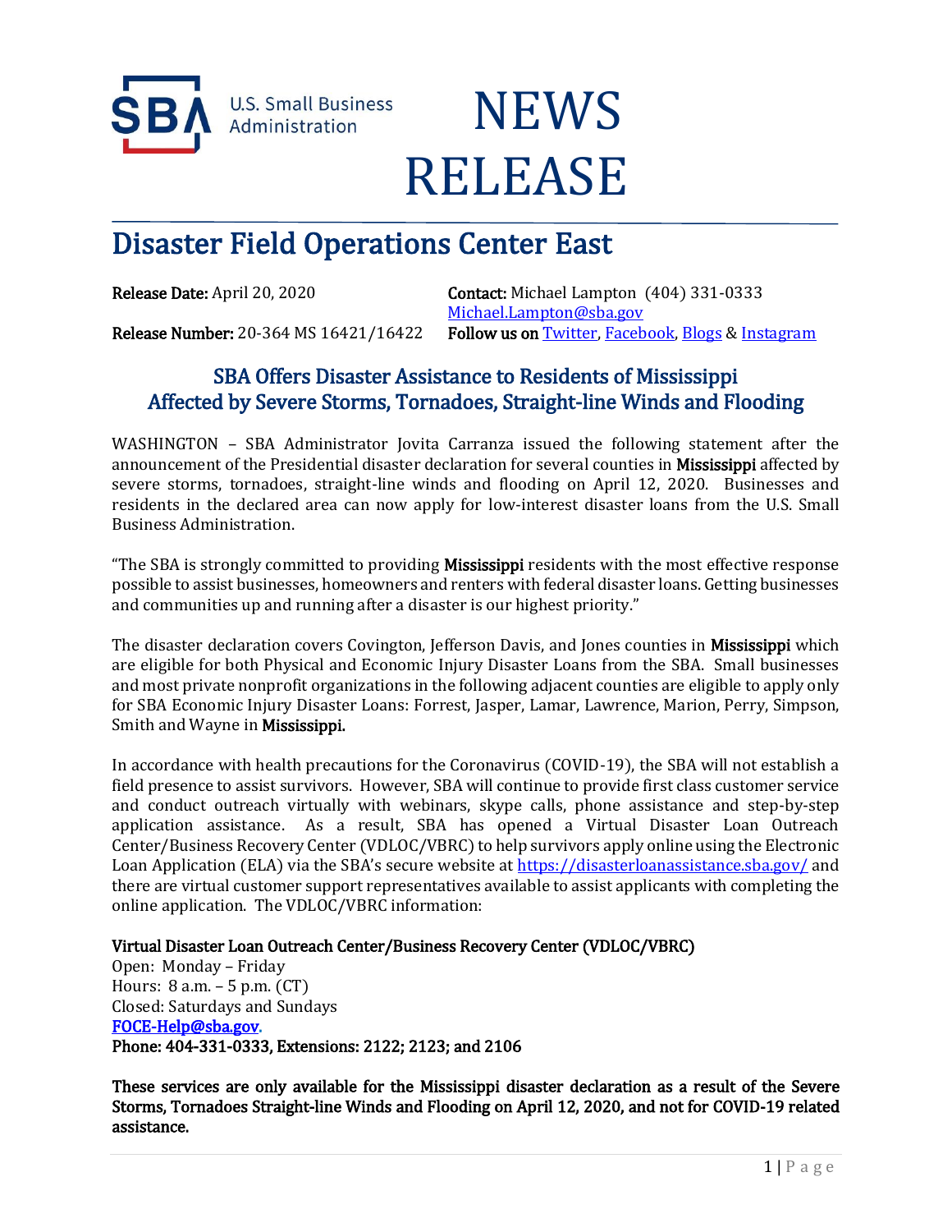U.S. Small Business Administration

# NEWS RELEASE

## Disaster Field Operations Center East

**Release Date:** April 20, 2020

**Release Number:** 20-364 MS 16421/16422

**Contact:** Michael Lampton (404) 331-0333 Michael.Lampton@sba.gov

**Follow us on** Twitter, Facebook, Blogs & Instagram

### SBA Offers Disaster Assistance to Residents of Mississippi Affected by Severe Storms, Tornadoes, Straight-line Winds and Flooding

WASHINGTON – SBA Administrator Jovita Carranza issued the following statement after the announcement of the Presidential disaster declaration for several counties in **Mississippi** affected by severe storms, tornadoes, straight-line winds and flooding on April 12, 2020. Businesses and residents in the declared area can now apply for low-interest disaster loans from the U.S. Small Business Administration.

"The SBA is strongly committed to providing **Mississippi** residents with the most effective response possible to assist businesses, homeowners and renters with federal disaster loans. Getting businesses and communities up and running after a disaster is our highest priority."

The disaster declaration covers Covington, Jefferson Davis, and Jones counties in **Mississippi** which are eligible for both Physical and Economic Injury Disaster Loans from the SBA. Small businesses and most private nonprofit organizations in the following adjacent counties are eligible to apply only for SBA Economic Injury Disaster Loans: Forrest, Jasper, Lamar, Lawrence, Marion, Perry, Simpson, Smith and Wayne in **Mississippi.**

In accordance with health precautions for the Coronavirus (COVID-19), the SBA will not establish a field presence to assist survivors. However, SBA will continue to provide first class customer service and conduct outreach virtually with webinars, skype calls, phone assistance and step-by-step application assistance. As a result, SBA has opened a Virtual Disaster Loan Outreach Center/Business Recovery Center (VDLOC/VBRC) to help survivors apply online using the Electronic Loan Application (ELA) via the SBA's secure website at https://disasterloanassistance.sba.gov/ and there are virtual customer support representatives available to assist applicants with completing the online application. The VDLOC/VBRC information:

**Virtual Disaster Loan Outreach Center/Business Recovery Center (VDLOC/VBRC)**
Open: Monday – Friday
Hours: 8 a.m. – 5 p.m. (CT)
Closed: Saturdays and Sundays
**FOCE-Help@sba.gov.**
**Phone: 404-331-0333, Extensions: 2122; 2123; and 2106**

**These services are only available for the Mississippi disaster declaration as a result of the Severe Storms, Tornadoes Straight-line Winds and Flooding on April 12, 2020, and not for COVID-19 related assistance.**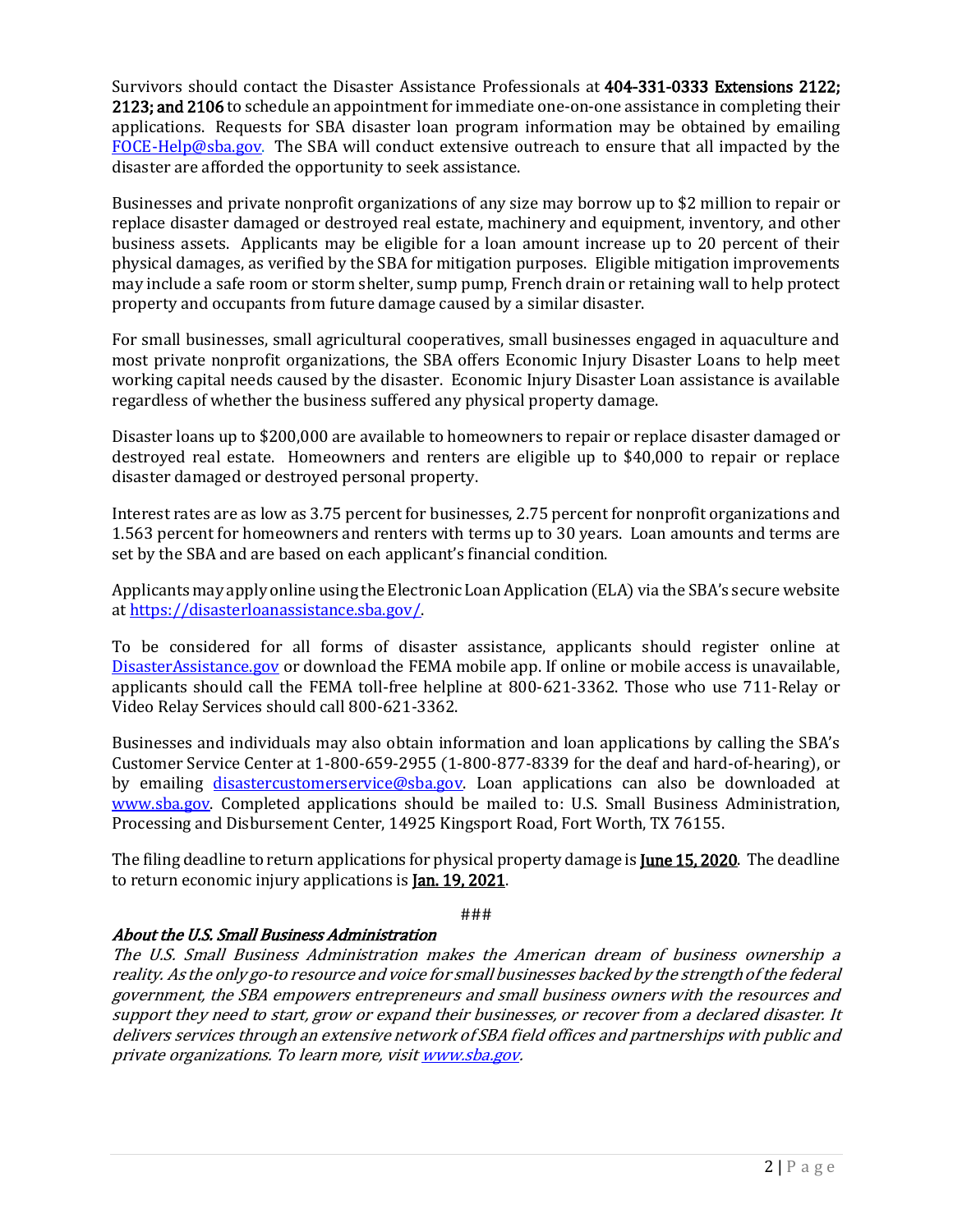Survivors should contact the Disaster Assistance Professionals at **404-331-0333 Extensions 2122; 2123; and 2106** to schedule an appointment for immediate one-on-one assistance in completing their applications. Requests for SBA disaster loan program information may be obtained by emailing [FOCE-Help@sba.gov](mailto:FOCE-Help@sba.gov). The SBA will conduct extensive outreach to ensure that all impacted by the disaster are afforded the opportunity to seek assistance.

Businesses and private nonprofit organizations of any size may borrow up to $2 million to repair or replace disaster damaged or destroyed real estate, machinery and equipment, inventory, and other business assets. Applicants may be eligible for a loan amount increase up to 20 percent of their physical damages, as verified by the SBA for mitigation purposes. Eligible mitigation improvements may include a safe room or storm shelter, sump pump, French drain or retaining wall to help protect property and occupants from future damage caused by a similar disaster.

For small businesses, small agricultural cooperatives, small businesses engaged in aquaculture and most private nonprofit organizations, the SBA offers Economic Injury Disaster Loans to help meet working capital needs caused by the disaster. Economic Injury Disaster Loan assistance is available regardless of whether the business suffered any physical property damage.

Disaster loans up to $200,000 are available to homeowners to repair or replace disaster damaged or destroyed real estate. Homeowners and renters are eligible up to $40,000 to repair or replace disaster damaged or destroyed personal property.

Interest rates are as low as 3.75 percent for businesses, 2.75 percent for nonprofit organizations and 1.563 percent for homeowners and renters with terms up to 30 years. Loan amounts and terms are set by the SBA and are based on each applicant's financial condition.

Applicants may apply online using the Electronic Loan Application (ELA) via the SBA's secure website at [https://disasterloanassistance.sba.gov/](https://disasterloanassistance.sba.gov/).

To be considered for all forms of disaster assistance, applicants should register online at [DisasterAssistance.gov](https://www.DisasterAssistance.gov) or download the FEMA mobile app. If online or mobile access is unavailable, applicants should call the FEMA toll-free helpline at 800-621-3362. Those who use 711-Relay or Video Relay Services should call 800-621-3362.

Businesses and individuals may also obtain information and loan applications by calling the SBA's Customer Service Center at 1-800-659-2955 (1-800-877-8339 for the deaf and hard-of-hearing), or by emailing [disastercustomerservice@sba.gov](mailto:disastercustomerservice@sba.gov). Loan applications can also be downloaded at [www.sba.gov](http://www.sba.gov). Completed applications should be mailed to: U.S. Small Business Administration, Processing and Disbursement Center, 14925 Kingsport Road, Fort Worth, TX 76155.

The filing deadline to return applications for physical property damage is **June 15, 2020**. The deadline to return economic injury applications is **Jan. 19, 2021**.

###

***About the U.S. Small Business Administration***

*The U.S. Small Business Administration makes the American dream of business ownership a reality. As the only go-to resource and voice for small businesses backed by the strength of the federal government, the SBA empowers entrepreneurs and small business owners with the resources and support they need to start, grow or expand their businesses, or recover from a declared disaster. It delivers services through an extensive network of SBA field offices and partnerships with public and private organizations. To learn more, visit [www.sba.gov](http://www.sba.gov).*